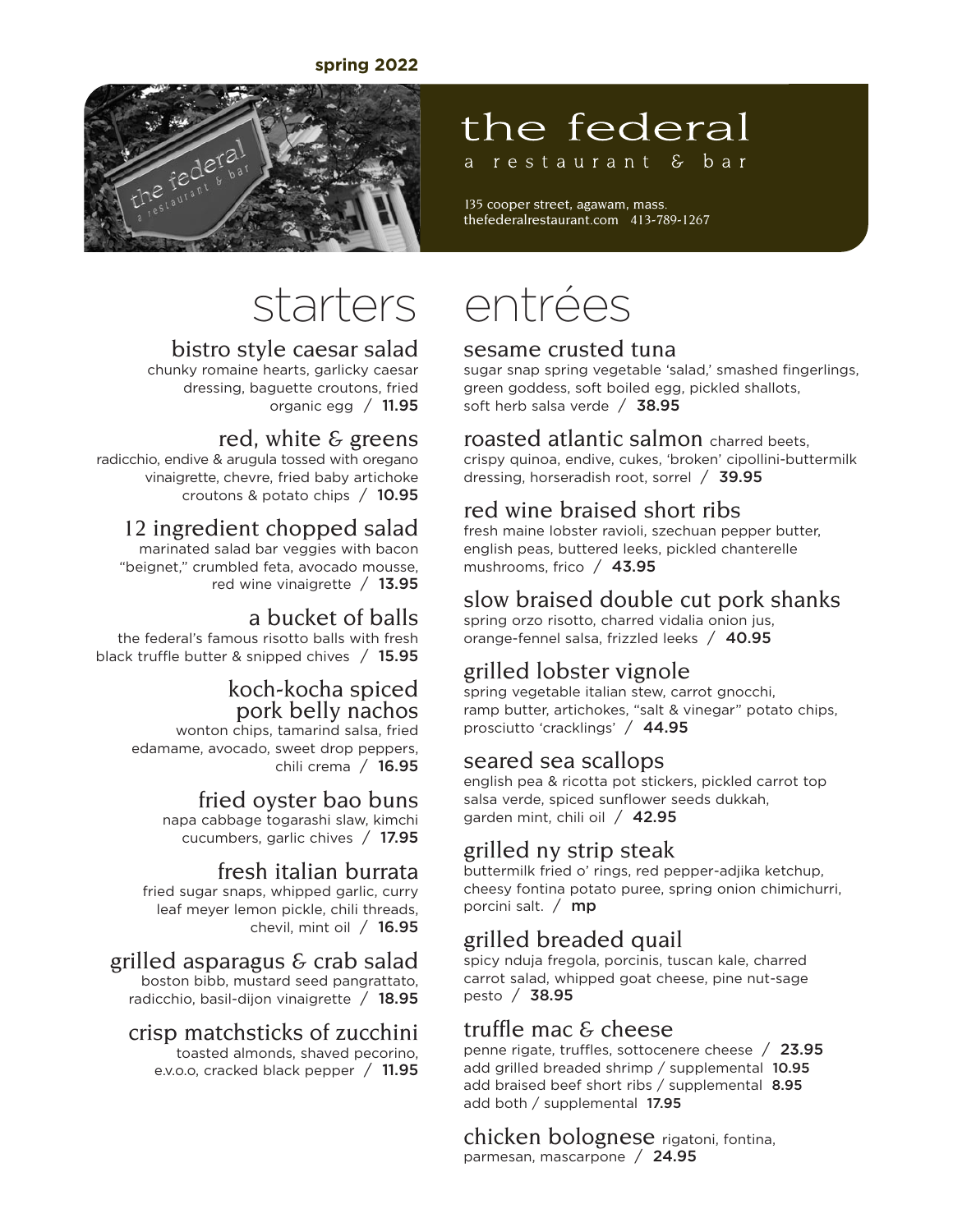**spring 2022**

# the federal

a restaurant & bar

135 cooper street, agawam, mass.
thefederalrestaurant.com 413-789-1267

## starters

### bistro style caesar salad
chunky romaine hearts, garlicky caesar dressing, baguette croutons, fried organic egg / **11.95**

### red, white & greens
radicchio, endive & arugula tossed with oregano vinaigrette, chevre, fried baby artichoke croutons & potato chips / **10.95**

### 12 ingredient chopped salad
marinated salad bar veggies with bacon "beignet," crumbled feta, avocado mousse, red wine vinaigrette / **13.95**

### a bucket of balls
the federal's famous risotto balls with fresh black truffle butter & snipped chives / **15.95**

### koch-kocha spiced pork belly nachos
wonton chips, tamarind salsa, fried edamame, avocado, sweet drop peppers, chili crema / **16.95**

### fried oyster bao buns
napa cabbage togarashi slaw, kimchi cucumbers, garlic chives / **17.95**

### fresh italian burrata
fried sugar snaps, whipped garlic, curry leaf meyer lemon pickle, chili threads, chevil, mint oil / **16.95**

### grilled asparagus & crab salad
boston bibb, mustard seed pangrattato, radicchio, basil-dijon vinaigrette / **18.95**

### crisp matchsticks of zucchini
toasted almonds, shaved pecorino, e.v.o.o, cracked black pepper / **11.95**

## entrées

### sesame crusted tuna
sugar snap spring vegetable 'salad,' smashed fingerlings, green goddess, soft boiled egg, pickled shallots, soft herb salsa verde / **38.95**

### roasted atlantic salmon
charred beets, crispy quinoa, endive, cukes, 'broken' cipollini-buttermilk dressing, horseradish root, sorrel / **39.95**

### red wine braised short ribs
fresh maine lobster ravioli, szechuan pepper butter, english peas, buttered leeks, pickled chanterelle mushrooms, frico / **43.95**

### slow braised double cut pork shanks
spring orzo risotto, charred vidalia onion jus, orange-fennel salsa, frizzled leeks / **40.95**

### grilled lobster vignole
spring vegetable italian stew, carrot gnocchi, ramp butter, artichokes, "salt & vinegar" potato chips, prosciutto 'cracklings' / **44.95**

### seared sea scallops
english pea & ricotta pot stickers, pickled carrot top salsa verde, spiced sunflower seeds dukkah, garden mint, chili oil / **42.95**

### grilled ny strip steak
buttermilk fried o' rings, red pepper-adjika ketchup, cheesy fontina potato puree, spring onion chimichurri, porcini salt. / **mp**

### grilled breaded quail
spicy nduja fregola, porcinis, tuscan kale, charred carrot salad, whipped goat cheese, pine nut-sage pesto / **38.95**

### truffle mac & cheese
penne rigate, truffles, sottocenere cheese / **23.95**
add grilled breaded shrimp / supplemental **10.95**
add braised beef short ribs / supplemental **8.95**
add both / supplemental **17.95**

### chicken bolognese
rigatoni, fontina, parmesan, mascarpone / **24.95**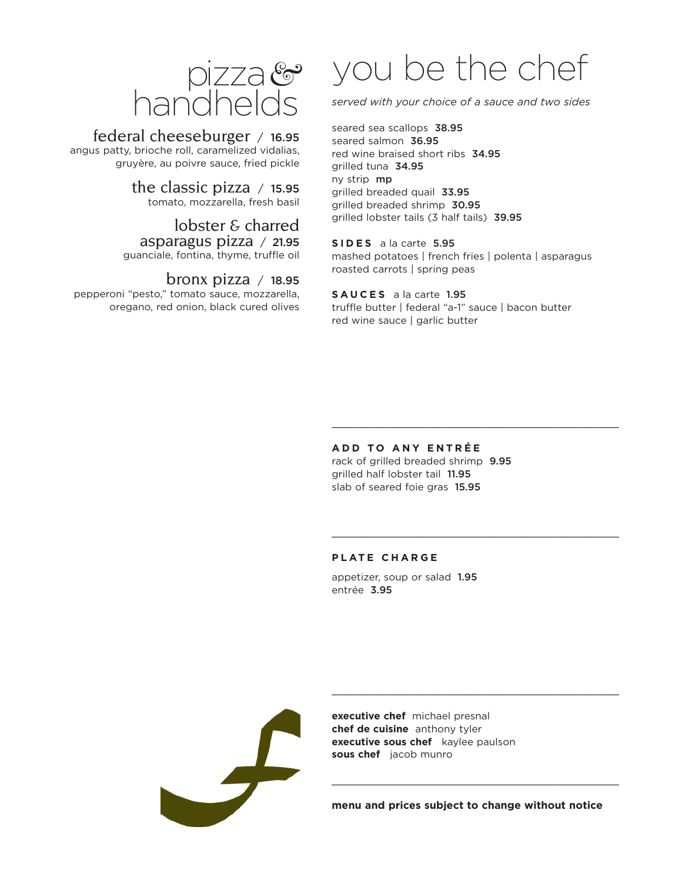# pizza & handhelds

## federal cheeseburger / 16.95
angus patty, brioche roll, caramelized vidalias, gruyère, au poivre sauce, fried pickle

## the classic pizza / 15.95
tomato, mozzarella, fresh basil

## lobster & charred asparagus pizza / 21.95
guanciale, fontina, thyme, truffle oil

## bronx pizza / 18.95
pepperoni "pesto," tomato sauce, mozzarella, oregano, red onion, black cured olives

# you be the chef

*served with your choice of a sauce and two sides*

seared sea scallops **38.95**
seared salmon **36.95**
red wine braised short ribs **34.95**
grilled tuna **34.95**
ny strip **mp**
grilled breaded quail **33.95**
grilled breaded shrimp **30.95**
grilled lobster tails (3 half tails) **39.95**

**SIDES** a la carte **5.95**
mashed potatoes | french fries | polenta | asparagus
roasted carrots | spring peas

**SAUCES** a la carte **1.95**
truffle butter | federal "a-1" sauce | bacon butter
red wine sauce | garlic butter

---

**ADD TO ANY ENTRÉE**
rack of grilled breaded shrimp **9.95**
grilled half lobster tail **11.95**
slab of seared foie gras **15.95**

---

**PLATE CHARGE**

appetizer, soup or salad **1.95**
entrée **3.95**

---

**executive chef** michael presnal
**chef de cuisine** anthony tyler
**executive sous chef** kaylee paulson
**sous chef** jacob munro

---

**menu and prices subject to change without notice**